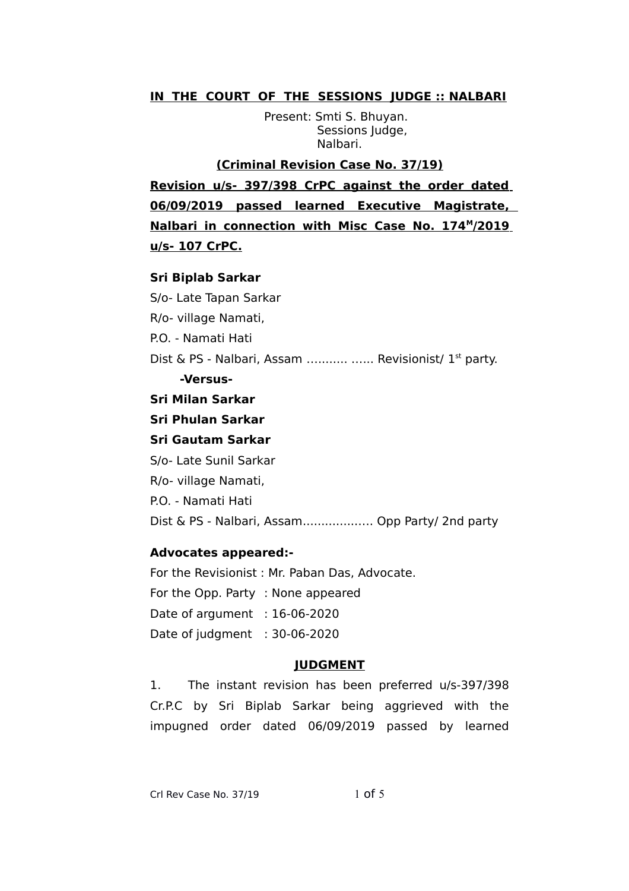**IN THE COURT OF THE SESSIONS JUDGE :: NALBARI**

Present: Smti S. Bhuyan.
Sessions Judge,
Nalbari.

**(Criminal Revision Case No. 37/19)**

**Revision u/s- 397/398 CrPC against the order dated 06/09/2019 passed learned Executive Magistrate, Nalbari in connection with Misc Case No. 174[M]/2019 u/s- 107 CrPC.**

**Sri Biplab Sarkar**
S/o- Late Tapan Sarkar
R/o- village Namati,
P.O. - Namati Hati
Dist & PS - Nalbari, Assam ……….. …… Revisionist/ 1st party.

**-Versus-**

**Sri Milan Sarkar**
**Sri Phulan Sarkar**
**Sri Gautam Sarkar**
S/o- Late Sunil Sarkar
R/o- village Namati,
P.O. - Namati Hati
Dist & PS - Nalbari, Assam………………. Opp Party/ 2nd party

**Advocates appeared:-**

For the Revisionist : Mr. Paban Das, Advocate.
For the Opp. Party : None appeared
Date of argument : 16-06-2020
Date of judgment : 30-06-2020

## JUDGMENT

1. The instant revision has been preferred u/s-397/398 Cr.P.C by Sri Biplab Sarkar being aggrieved with the impugned order dated 06/09/2019 passed by learned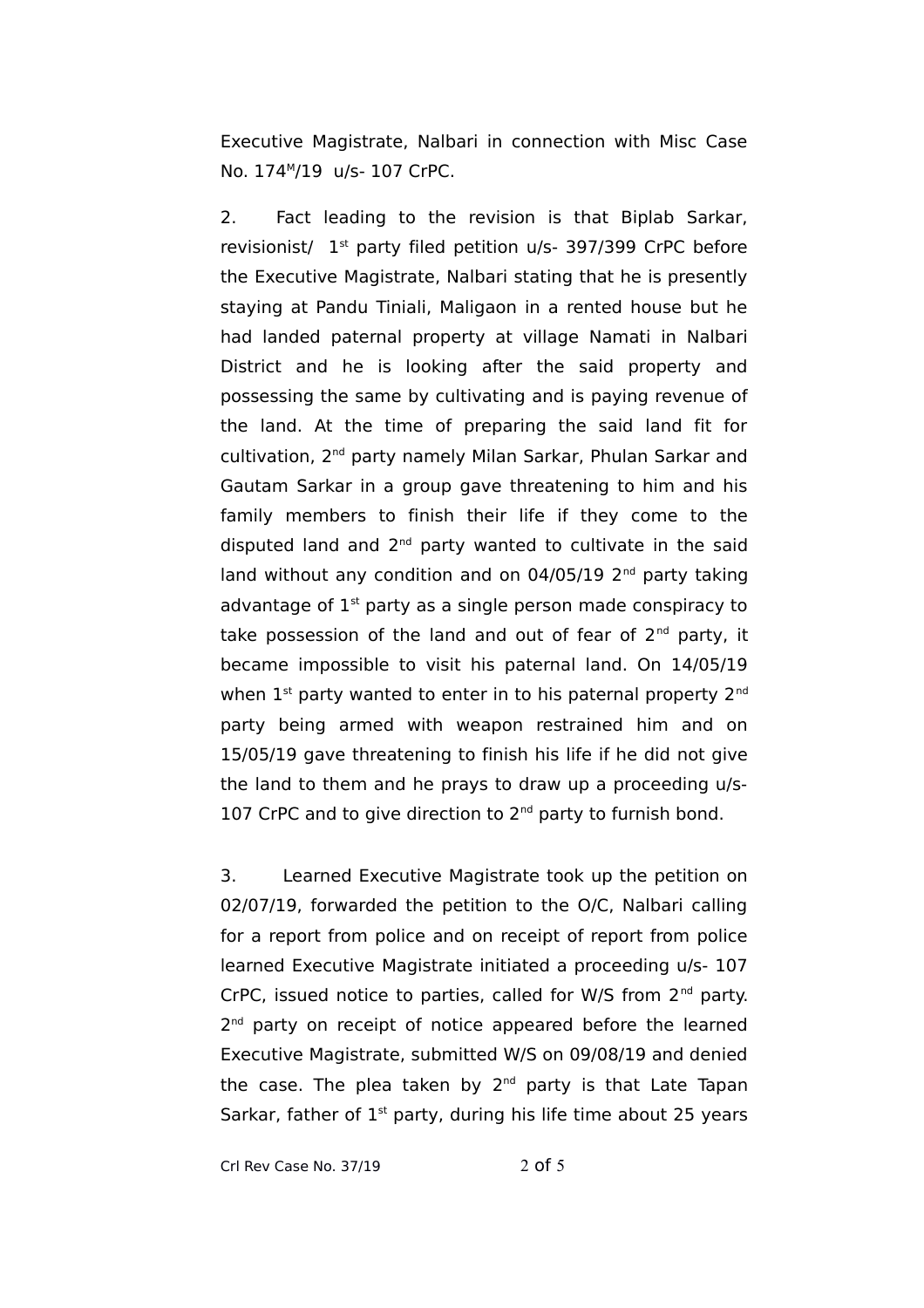Executive Magistrate, Nalbari in connection with Misc Case No. 174[M]/19 u/s- 107 CrPC.

2. Fact leading to the revision is that Biplab Sarkar, revisionist/ 1st party filed petition u/s- 397/399 CrPC before the Executive Magistrate, Nalbari stating that he is presently staying at Pandu Tiniali, Maligaon in a rented house but he had landed paternal property at village Namati in Nalbari District and he is looking after the said property and possessing the same by cultivating and is paying revenue of the land. At the time of preparing the said land fit for cultivation, 2nd party namely Milan Sarkar, Phulan Sarkar and Gautam Sarkar in a group gave threatening to him and his family members to finish their life if they come to the disputed land and 2nd party wanted to cultivate in the said land without any condition and on 04/05/19 2nd party taking advantage of 1st party as a single person made conspiracy to take possession of the land and out of fear of 2nd party, it became impossible to visit his paternal land. On 14/05/19 when 1st party wanted to enter in to his paternal property 2nd party being armed with weapon restrained him and on 15/05/19 gave threatening to finish his life if he did not give the land to them and he prays to draw up a proceeding u/s- 107 CrPC and to give direction to 2nd party to furnish bond.

3. Learned Executive Magistrate took up the petition on 02/07/19, forwarded the petition to the O/C, Nalbari calling for a report from police and on receipt of report from police learned Executive Magistrate initiated a proceeding u/s- 107 CrPC, issued notice to parties, called for W/S from 2nd party. 2nd party on receipt of notice appeared before the learned Executive Magistrate, submitted W/S on 09/08/19 and denied the case. The plea taken by 2nd party is that Late Tapan Sarkar, father of 1st party, during his life time about 25 years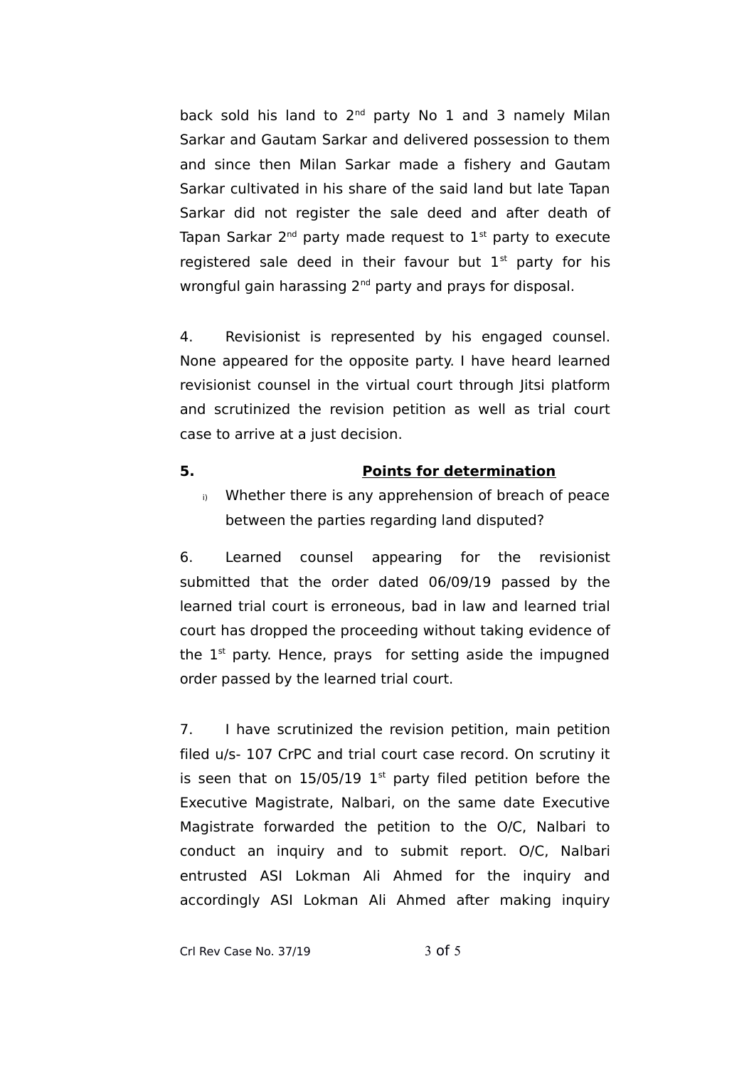back sold his land to 2nd party No 1 and 3 namely Milan Sarkar and Gautam Sarkar and delivered possession to them and since then Milan Sarkar made a fishery and Gautam Sarkar cultivated in his share of the said land but late Tapan Sarkar did not register the sale deed and after death of Tapan Sarkar 2nd party made request to 1st party to execute registered sale deed in their favour but 1st party for his wrongful gain harassing 2nd party and prays for disposal.

4. Revisionist is represented by his engaged counsel. None appeared for the opposite party. I have heard learned revisionist counsel in the virtual court through Jitsi platform and scrutinized the revision petition as well as trial court case to arrive at a just decision.

**5. <u>Points for determination</u>**

i) Whether there is any apprehension of breach of peace between the parties regarding land disputed?

6. Learned counsel appearing for the revisionist submitted that the order dated 06/09/19 passed by the learned trial court is erroneous, bad in law and learned trial court has dropped the proceeding without taking evidence of the 1st party. Hence, prays for setting aside the impugned order passed by the learned trial court.

7. I have scrutinized the revision petition, main petition filed u/s- 107 CrPC and trial court case record. On scrutiny it is seen that on 15/05/19 1st party filed petition before the Executive Magistrate, Nalbari, on the same date Executive Magistrate forwarded the petition to the O/C, Nalbari to conduct an inquiry and to submit report. O/C, Nalbari entrusted ASI Lokman Ali Ahmed for the inquiry and accordingly ASI Lokman Ali Ahmed after making inquiry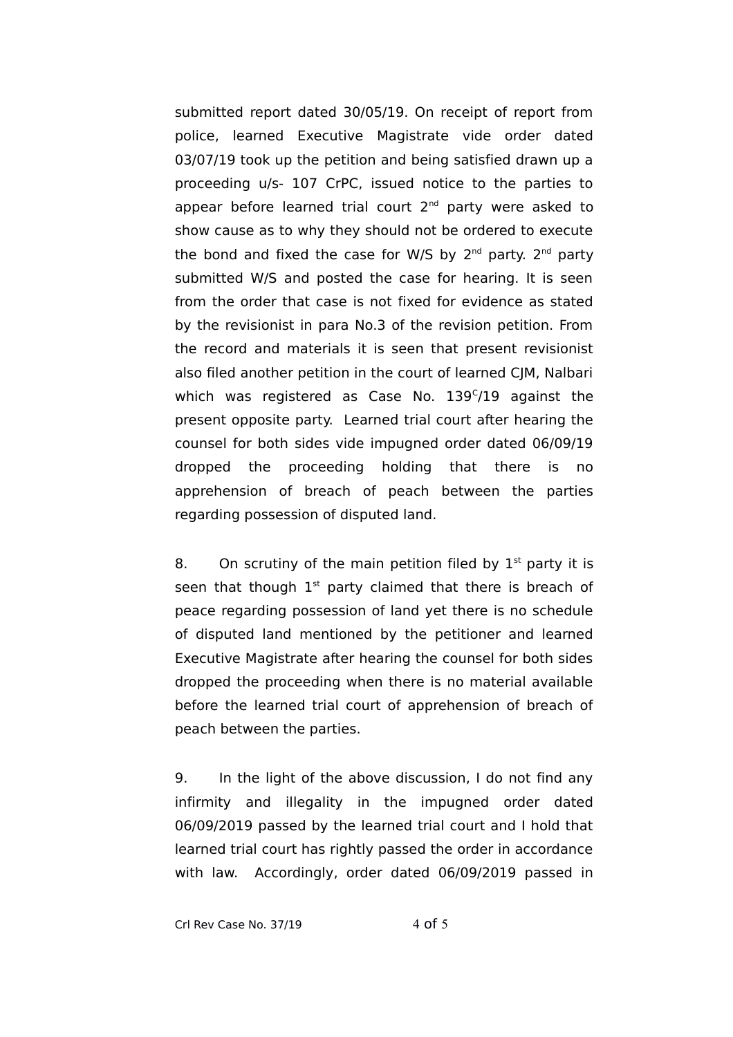submitted report dated 30/05/19. On receipt of report from police, learned Executive Magistrate vide order dated 03/07/19 took up the petition and being satisfied drawn up a proceeding u/s- 107 CrPC, issued notice to the parties to appear before learned trial court 2nd party were asked to show cause as to why they should not be ordered to execute the bond and fixed the case for W/S by 2nd party. 2nd party submitted W/S and posted the case for hearing. It is seen from the order that case is not fixed for evidence as stated by the revisionist in para No.3 of the revision petition. From the record and materials it is seen that present revisionist also filed another petition in the court of learned CJM, Nalbari which was registered as Case No. 139C/19 against the present opposite party. Learned trial court after hearing the counsel for both sides vide impugned order dated 06/09/19 dropped the proceeding holding that there is no apprehension of breach of peach between the parties regarding possession of disputed land.

8. On scrutiny of the main petition filed by 1st party it is seen that though 1st party claimed that there is breach of peace regarding possession of land yet there is no schedule of disputed land mentioned by the petitioner and learned Executive Magistrate after hearing the counsel for both sides dropped the proceeding when there is no material available before the learned trial court of apprehension of breach of peach between the parties.

9. In the light of the above discussion, I do not find any infirmity and illegality in the impugned order dated 06/09/2019 passed by the learned trial court and I hold that learned trial court has rightly passed the order in accordance with law. Accordingly, order dated 06/09/2019 passed in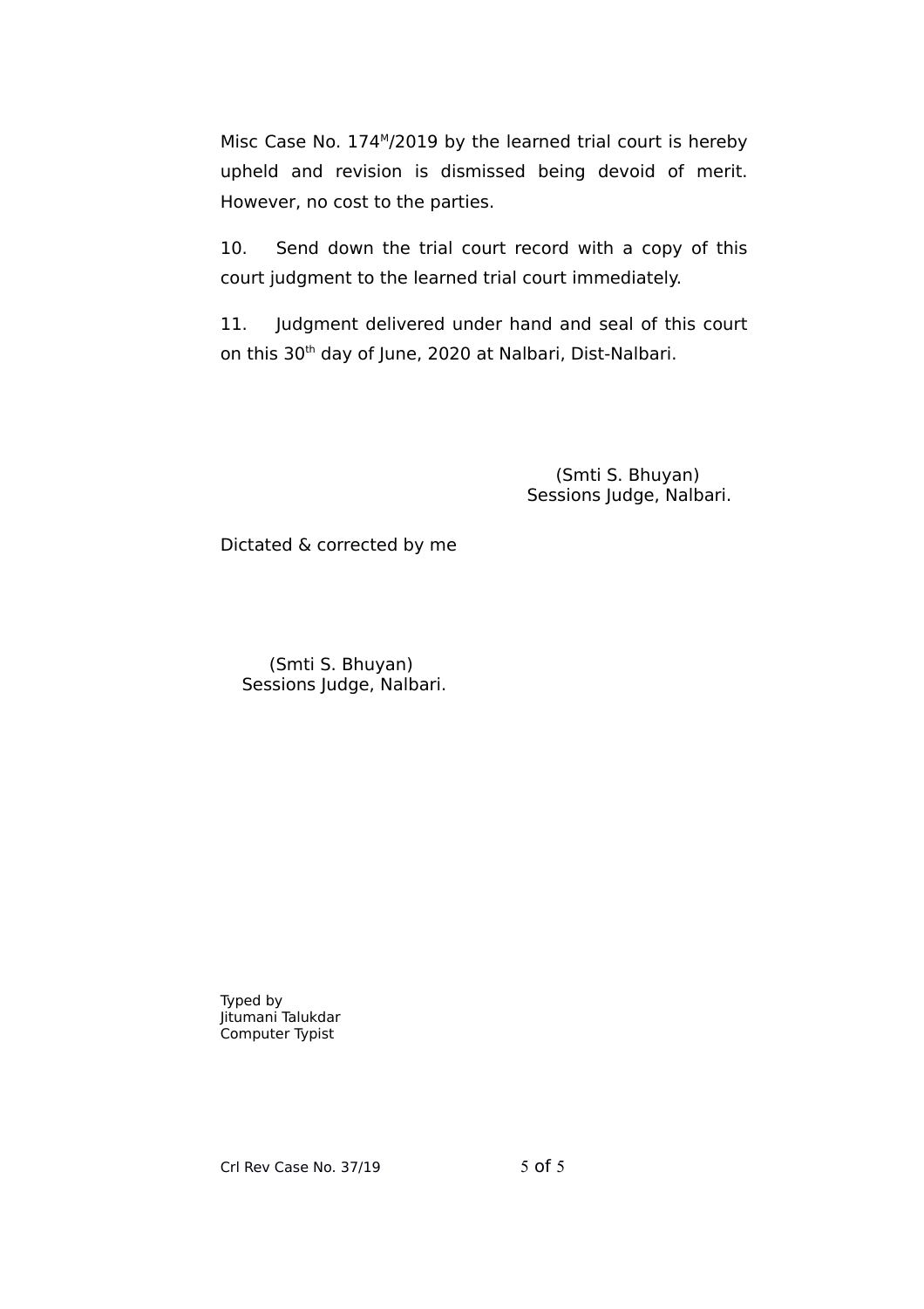Misc Case No. 174[M]/2019 by the learned trial court is hereby upheld and revision is dismissed being devoid of merit. However, no cost to the parties.

10. Send down the trial court record with a copy of this court judgment to the learned trial court immediately.

11. Judgment delivered under hand and seal of this court on this 30th day of June, 2020 at Nalbari, Dist-Nalbari.

(Smti S. Bhuyan)
Sessions Judge, Nalbari.

Dictated & corrected by me

(Smti S. Bhuyan)
Sessions Judge, Nalbari.

Typed by
Jitumani Talukdar
Computer Typist